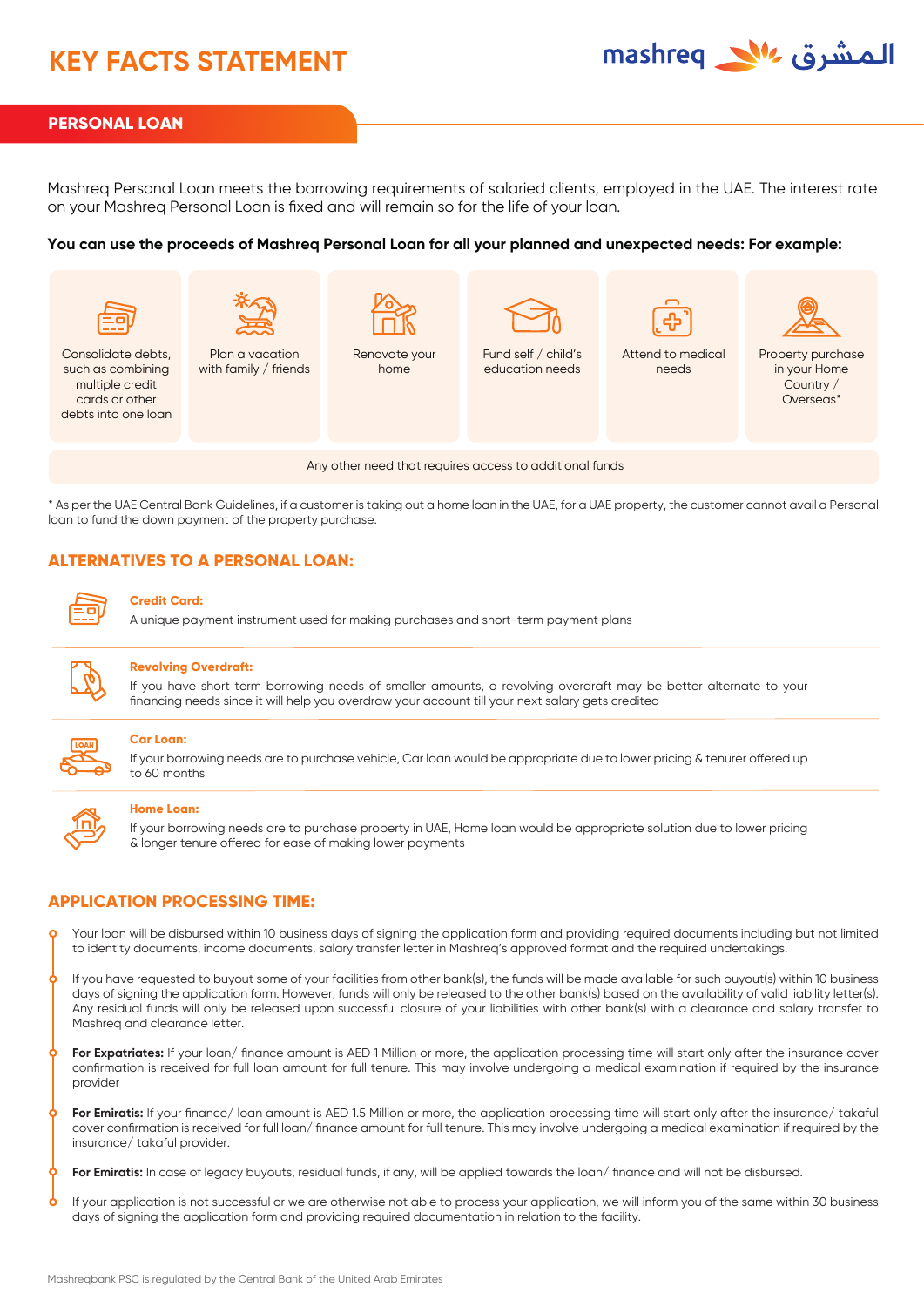# KEY FACTS STATEMENT

mashreq المشرق

## PERSONAL LOAN

Mashreq Personal Loan meets the borrowing requirements of salaried clients, employed in the UAE. The interest rate on your Mashreq Personal Loan is fixed and will remain so for the life of your loan.

**You can use the proceeds of Mashreq Personal Loan for all your planned and unexpected needs: For example:**

- Consolidate debts, such as combining multiple credit cards or other debts into one loan
- Plan a vacation with family / friends
- Renovate your home
- Fund self / child's education needs
- Attend to medical needs
- Property purchase in your Home Country / Overseas*
- Any other need that requires access to additional funds

* As per the UAE Central Bank Guidelines, if a customer is taking out a home loan in the UAE, for a UAE property, the customer cannot avail a Personal loan to fund the down payment of the property purchase.

## ALTERNATIVES TO A PERSONAL LOAN:

**Credit Card:**
A unique payment instrument used for making purchases and short-term payment plans

**Revolving Overdraft:**
If you have short term borrowing needs of smaller amounts, a revolving overdraft may be better alternate to your financing needs since it will help you overdraw your account till your next salary gets credited

**Car Loan:**
If your borrowing needs are to purchase vehicle, Car loan would be appropriate due to lower pricing & tenurer offered up to 60 months

**Home Loan:**
If your borrowing needs are to purchase property in UAE, Home loan would be appropriate solution due to lower pricing & longer tenure offered for ease of making lower payments

## APPLICATION PROCESSING TIME:

- Your loan will be disbursed within 10 business days of signing the application form and providing required documents including but not limited to identity documents, income documents, salary transfer letter in Mashreq's approved format and the required undertakings.
- If you have requested to buyout some of your facilities from other bank(s), the funds will be made available for such buyout(s) within 10 business days of signing the application form. However, funds will only be released to the other bank(s) based on the availability of valid liability letter(s). Any residual funds will only be released upon successful closure of your liabilities with other bank(s) with a clearance and salary transfer to Mashreq and clearance letter.
- **For Expatriates:** If your loan/ finance amount is AED 1 Million or more, the application processing time will start only after the insurance cover confirmation is received for full loan amount for full tenure. This may involve undergoing a medical examination if required by the insurance provider
- **For Emiratis:** If your finance/ loan amount is AED 1.5 Million or more, the application processing time will start only after the insurance/ takaful cover confirmation is received for full loan/ finance amount for full tenure. This may involve undergoing a medical examination if required by the insurance/ takaful provider.
- **For Emiratis:** In case of legacy buyouts, residual funds, if any, will be applied towards the loan/ finance and will not be disbursed.
- If your application is not successful or we are otherwise not able to process your application, we will inform you of the same within 30 business days of signing the application form and providing required documentation in relation to the facility.

Mashreqbank PSC is regulated by the Central Bank of the United Arab Emirates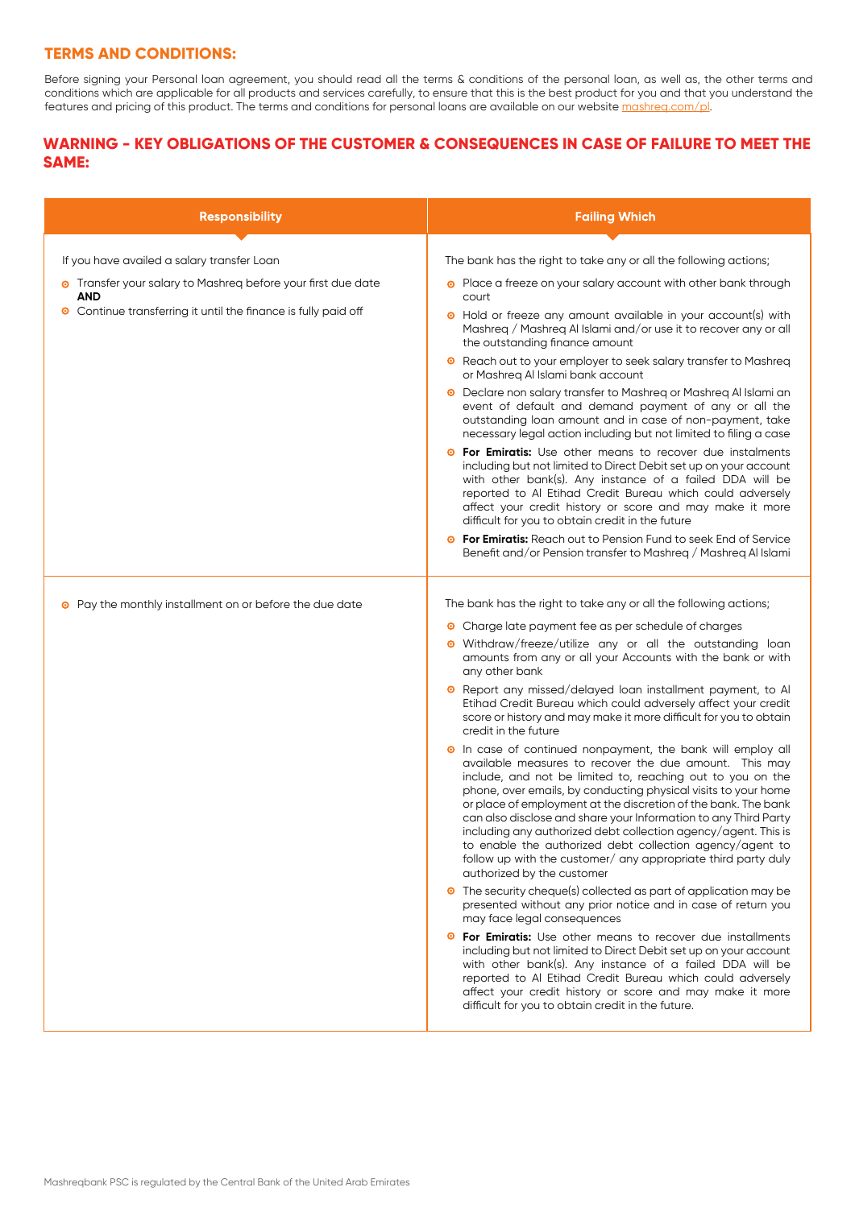## TERMS AND CONDITIONS:

Before signing your Personal loan agreement, you should read all the terms & conditions of the personal loan, as well as, the other terms and conditions which are applicable for all products and services carefully, to ensure that this is the best product for you and that you understand the features and pricing of this product. The terms and conditions for personal loans are available on our website mashreq.com/pl.

## WARNING - KEY OBLIGATIONS OF THE CUSTOMER & CONSEQUENCES IN CASE OF FAILURE TO MEET THE SAME:

| Responsibility | Failing Which |
|---|---|
| If you have availed a salary transfer Loan<br>• Transfer your salary to Mashreq before your first due date **AND**<br>• Continue transferring it until the finance is fully paid off | The bank has the right to take any or all the following actions;<br>• Place a freeze on your salary account with other bank through court<br>• Hold or freeze any amount available in your account(s) with Mashreq / Mashreq Al Islami and/or use it to recover any or all the outstanding finance amount<br>• Reach out to your employer to seek salary transfer to Mashreq or Mashreq Al Islami bank account<br>• Declare non salary transfer to Mashreq or Mashreq Al Islami an event of default and demand payment of any or all the outstanding loan amount and in case of non-payment, take necessary legal action including but not limited to filing a case<br>• **For Emiratis:** Use other means to recover due instalments including but not limited to Direct Debit set up on your account with other bank(s). Any instance of a failed DDA will be reported to Al Etihad Credit Bureau which could adversely affect your credit history or score and may make it more difficult for you to obtain credit in the future<br>• **For Emiratis:** Reach out to Pension Fund to seek End of Service Benefit and/or Pension transfer to Mashreq / Mashreq Al Islami |
| • Pay the monthly installment on or before the due date | The bank has the right to take any or all the following actions;<br>• Charge late payment fee as per schedule of charges<br>• Withdraw/freeze/utilize any or all the outstanding loan amounts from any or all your Accounts with the bank or with any other bank<br>• Report any missed/delayed loan installment payment, to Al Etihad Credit Bureau which could adversely affect your credit score or history and may make it more difficult for you to obtain credit in the future<br>• In case of continued nonpayment, the bank will employ all available measures to recover the due amount. This may include, and not be limited to, reaching out to you on the phone, over emails, by conducting physical visits to your home or place of employment at the discretion of the bank. The bank can also disclose and share your Information to any Third Party including any authorized debt collection agency/agent. This is to enable the authorized debt collection agency/agent to follow up with the customer/ any appropriate third party duly authorized by the customer<br>• The security cheque(s) collected as part of application may be presented without any prior notice and in case of return you may face legal consequences<br>• **For Emiratis:** Use other means to recover due installments including but not limited to Direct Debit set up on your account with other bank(s). Any instance of a failed DDA will be reported to Al Etihad Credit Bureau which could adversely affect your credit history or score and may make it more difficult for you to obtain credit in the future. |

Mashreqbank PSC is regulated by the Central Bank of the United Arab Emirates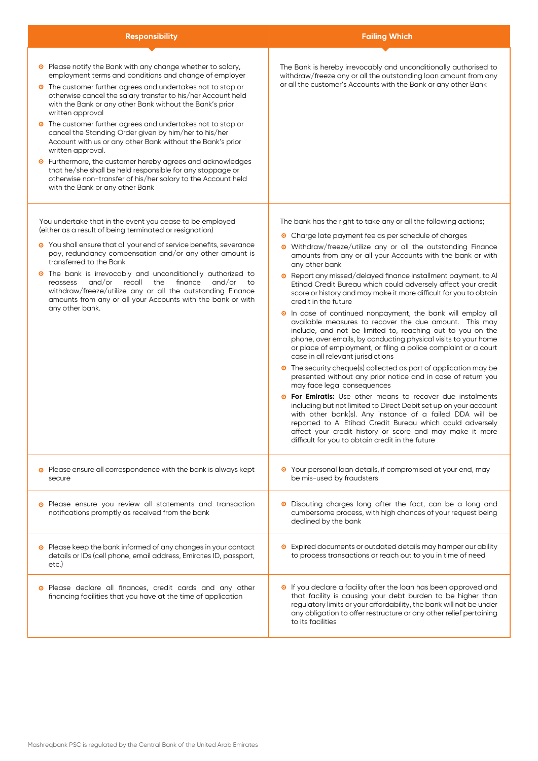| Responsibility | Failing Which |
|---|---|
| • Please notify the Bank with any change whether to salary, employment terms and conditions and change of employer<br>• The customer further agrees and undertakes not to stop or otherwise cancel the salary transfer to his/her Account held with the Bank or any other Bank without the Bank's prior written approval<br>• The customer further agrees and undertakes not to stop or cancel the Standing Order given by him/her to his/her Account with us or any other Bank without the Bank's prior written approval.<br>• Furthermore, the customer hereby agrees and acknowledges that he/she shall be held responsible for any stoppage or otherwise non-transfer of his/her salary to the Account held with the Bank or any other Bank | The Bank is hereby irrevocably and unconditionally authorised to withdraw/freeze any or all the outstanding loan amount from any or all the customer's Accounts with the Bank or any other Bank |
| You undertake that in the event you cease to be employed (either as a result of being terminated or resignation)<br>• You shall ensure that all your end of service benefits, severance pay, redundancy compensation and/or any other amount is transferred to the Bank<br>• The bank is irrevocably and unconditionally authorized to reassess and/or recall the finance and/or to withdraw/freeze/utilize any or all the outstanding Finance amounts from any or all your Accounts with the bank or with any other bank. | The bank has the right to take any or all the following actions;<br>• Charge late payment fee as per schedule of charges<br>• Withdraw/freeze/utilize any or all the outstanding Finance amounts from any or all your Accounts with the bank or with any other bank<br>• Report any missed/delayed finance installment payment, to Al Etihad Credit Bureau which could adversely affect your credit score or history and may make it more difficult for you to obtain credit in the future<br>• In case of continued nonpayment, the bank will employ all available measures to recover the due amount. This may include, and not be limited to, reaching out to you on the phone, over emails, by conducting physical visits to your home or place of employment, or filing a police complaint or a court case in all relevant jurisdictions<br>• The security cheque(s) collected as part of application may be presented without any prior notice and in case of return you may face legal consequences<br>• **For Emiratis:** Use other means to recover due instalments including but not limited to Direct Debit set up on your account with other bank(s). Any instance of a failed DDA will be reported to Al Etihad Credit Bureau which could adversely affect your credit history or score and may make it more difficult for you to obtain credit in the future |
| • Please ensure all correspondence with the bank is always kept secure | • Your personal loan details, if compromised at your end, may be mis-used by fraudsters |
| • Please ensure you review all statements and transaction notifications promptly as received from the bank | • Disputing charges long after the fact, can be a long and cumbersome process, with high chances of your request being declined by the bank |
| • Please keep the bank informed of any changes in your contact details or IDs (cell phone, email address, Emirates ID, passport, etc.) | • Expired documents or outdated details may hamper our ability to process transactions or reach out to you in time of need |
| • Please declare all finances, credit cards and any other financing facilities that you have at the time of application | • If you declare a facility after the loan has been approved and that facility is causing your debt burden to be higher than regulatory limits or your affordability, the bank will not be under any obligation to offer restructure or any other relief pertaining to its facilities |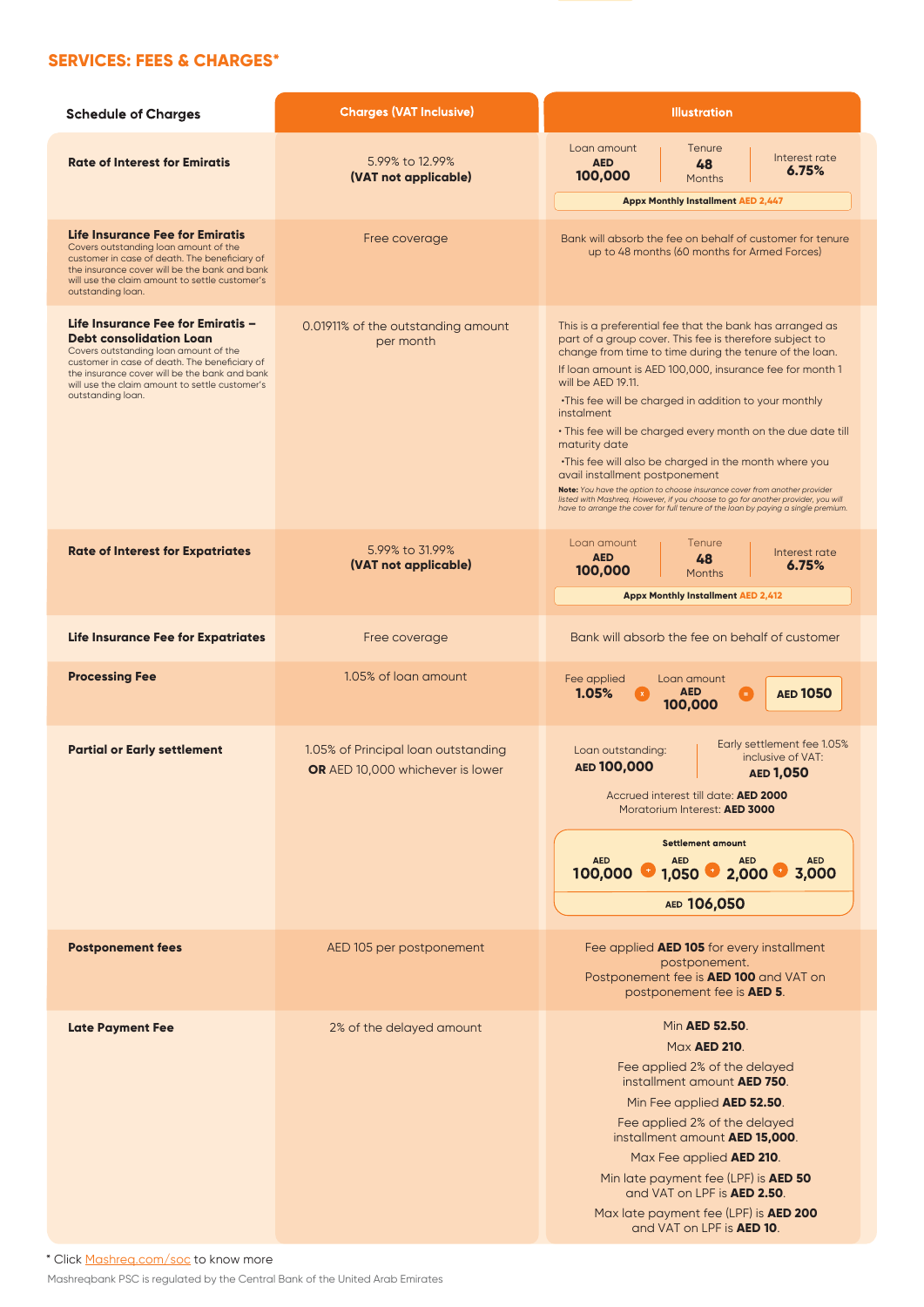## SERVICES: FEES & CHARGES*

| Schedule of Charges | Charges (VAT Inclusive) | Illustration |
|---|---|---|
| **Rate of Interest for Emiratis** | 5.99% to 12.99%<br>**(VAT not applicable)** | Loan amount **AED 100,000** \| Tenure **48** Months \| Interest rate **6.75%**<br>**Appx Monthly Installment AED 2,447** |
| **Life Insurance Fee for Emiratis**<br>Covers outstanding loan amount of the customer in case of death. The beneficiary of the insurance cover will be the bank and bank will use the claim amount to settle customer's outstanding loan. | Free coverage | Bank will absorb the fee on behalf of customer for tenure up to 48 months (60 months for Armed Forces) |
| **Life Insurance Fee for Emiratis – Debt consolidation Loan**<br>Covers outstanding loan amount of the customer in case of death. The beneficiary of the insurance cover will be the bank and bank will use the claim amount to settle customer's outstanding loan. | 0.01911% of the outstanding amount per month | This is a preferential fee that the bank has arranged as part of a group cover. This fee is therefore subject to change from time to time during the tenure of the loan.<br>If loan amount is AED 100,000, insurance fee for month 1 will be AED 19.11.<br>•This fee will be charged in addition to your monthly instalment<br>• This fee will be charged every month on the due date till maturity date<br>•This fee will also be charged in the month where you avail installment postponement<br>**Note:** *You have the option to choose insurance cover from another provider listed with Mashreq. However, if you choose to go for another provider, you will have to arrange the cover for full tenure of the loan by paying a single premium.* |
| **Rate of Interest for Expatriates** | 5.99% to 31.99%<br>**(VAT not applicable)** | Loan amount **AED 100,000** \| Tenure **48** Months \| Interest rate **6.75%**<br>**Appx Monthly Installment AED 2,412** |
| **Life Insurance Fee for Expatriates** | Free coverage | Bank will absorb the fee on behalf of customer |
| **Processing Fee** | 1.05% of loan amount | Fee applied **1.05%** x Loan amount **AED 100,000** = **AED 1050** |
| **Partial or Early settlement** | 1.05% of Principal loan outstanding<br>**OR** AED 10,000 whichever is lower | Loan outstanding: **AED 100,000** \| Early settlement fee 1.05% inclusive of VAT: **AED 1,050**<br>Accrued interest till date: **AED 2000**<br>Moratorium Interest: **AED 3000**<br>**Settlement amount**<br>AED **100,000** + AED **1,050** + AED **2,000** + AED **3,000**<br>AED **106,050** |
| **Postponement fees** | AED 105 per postponement | Fee applied **AED 105** for every installment postponement.<br>Postponement fee is **AED 100** and VAT on postponement fee is **AED 5**. |
| **Late Payment Fee** | 2% of the delayed amount | Min **AED 52.50**.<br>Max **AED 210**.<br>Fee applied 2% of the delayed installment amount **AED 750**.<br>Min Fee applied **AED 52.50**.<br>Fee applied 2% of the delayed installment amount **AED 15,000**.<br>Max Fee applied **AED 210**.<br>Min late payment fee (LPF) is **AED 50** and VAT on LPF is **AED 2.50**.<br>Max late payment fee (LPF) is **AED 200** and VAT on LPF is **AED 10**. |

\* Click Mashreq.com/soc to know more

Mashreqbank PSC is regulated by the Central Bank of the United Arab Emirates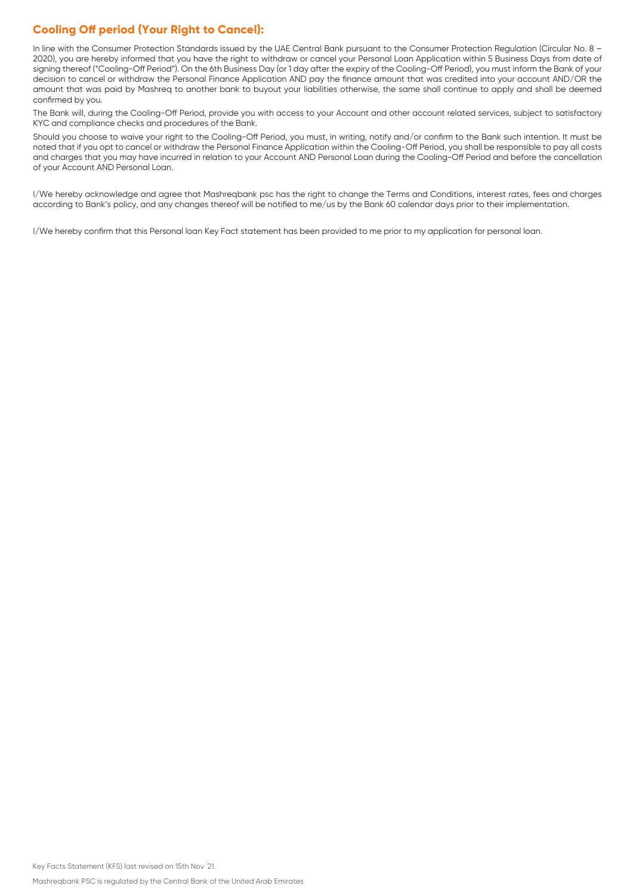## Cooling Off period (Your Right to Cancel):

In line with the Consumer Protection Standards issued by the UAE Central Bank pursuant to the Consumer Protection Regulation (Circular No. 8 – 2020), you are hereby informed that you have the right to withdraw or cancel your Personal Loan Application within 5 Business Days from date of signing thereof ("Cooling-Off Period"). On the 6th Business Day (or 1 day after the expiry of the Cooling-Off Period), you must inform the Bank of your decision to cancel or withdraw the Personal Finance Application AND pay the finance amount that was credited into your account AND/OR the amount that was paid by Mashreq to another bank to buyout your liabilities otherwise, the same shall continue to apply and shall be deemed confirmed by you.

The Bank will, during the Cooling-Off Period, provide you with access to your Account and other account related services, subject to satisfactory KYC and compliance checks and procedures of the Bank.

Should you choose to waive your right to the Cooling-Off Period, you must, in writing, notify and/or confirm to the Bank such intention. It must be noted that if you opt to cancel or withdraw the Personal Finance Application within the Cooling-Off Period, you shall be responsible to pay all costs and charges that you may have incurred in relation to your Account AND Personal Loan during the Cooling-Off Period and before the cancellation of your Account AND Personal Loan.

I/We hereby acknowledge and agree that Mashreqbank psc has the right to change the Terms and Conditions, interest rates, fees and charges according to Bank's policy, and any changes thereof will be notified to me/us by the Bank 60 calendar days prior to their implementation.

I/We hereby confirm that this Personal loan Key Fact statement has been provided to me prior to my application for personal loan.

Key Facts Statement (KFS) last revised on 15th Nov '21.

Mashreqbank PSC is regulated by the Central Bank of the United Arab Emirates